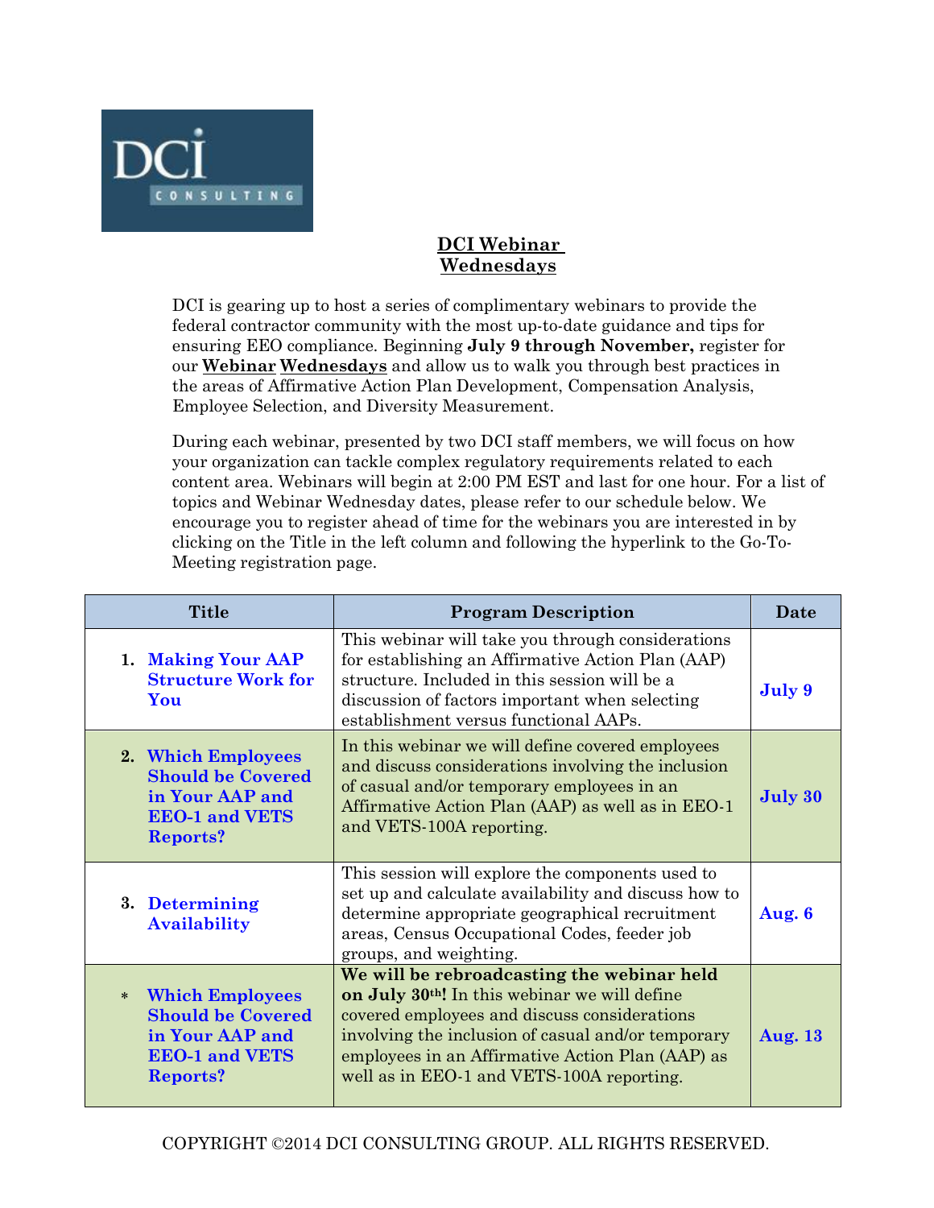## DCI Webinar Wednesdays

DCI is gearing up to host a series of complimentary webinars to provide the federal contractor community with the most up-to-date guidance and tips for ensuring EEO compliance. Beginning **July 9 through November,** register for our **Webinar Wednesdays** and allow us to walk you through best practices in the areas of Affirmative Action Plan Development, Compensation Analysis, Employee Selection, and Diversity Measurement.

During each webinar, presented by two DCI staff members, we will focus on how your organization can tackle complex regulatory requirements related to each content area. Webinars will begin at 2:00 PM EST and last for one hour. For a list of topics and Webinar Wednesday dates, please refer to our schedule below. We encourage you to register ahead of time for the webinars you are interested in by clicking on the Title in the left column and following the hyperlink to the Go-To-Meeting registration page.

| Title | Program Description | Date |
|---|---|---|
| 1. **Making Your AAP Structure Work for You** | This webinar will take you through considerations for establishing an Affirmative Action Plan (AAP) structure. Included in this session will be a discussion of factors important when selecting establishment versus functional AAPs. | **July 9** |
| 2. **Which Employees Should be Covered in Your AAP and EEO-1 and VETS Reports?** | In this webinar we will define covered employees and discuss considerations involving the inclusion of casual and/or temporary employees in an Affirmative Action Plan (AAP) as well as in EEO-1 and VETS-100A reporting. | **July 30** |
| 3. **Determining Availability** | This session will explore the components used to set up and calculate availability and discuss how to determine appropriate geographical recruitment areas, Census Occupational Codes, feeder job groups, and weighting. | **Aug. 6** |
| * **Which Employees Should be Covered in Your AAP and EEO-1 and VETS Reports?** | **We will be rebroadcasting the webinar held on July 30th!** In this webinar we will define covered employees and discuss considerations involving the inclusion of casual and/or temporary employees in an Affirmative Action Plan (AAP) as well as in EEO-1 and VETS-100A reporting. | **Aug. 13** |

COPYRIGHT ©2014 DCI CONSULTING GROUP. ALL RIGHTS RESERVED.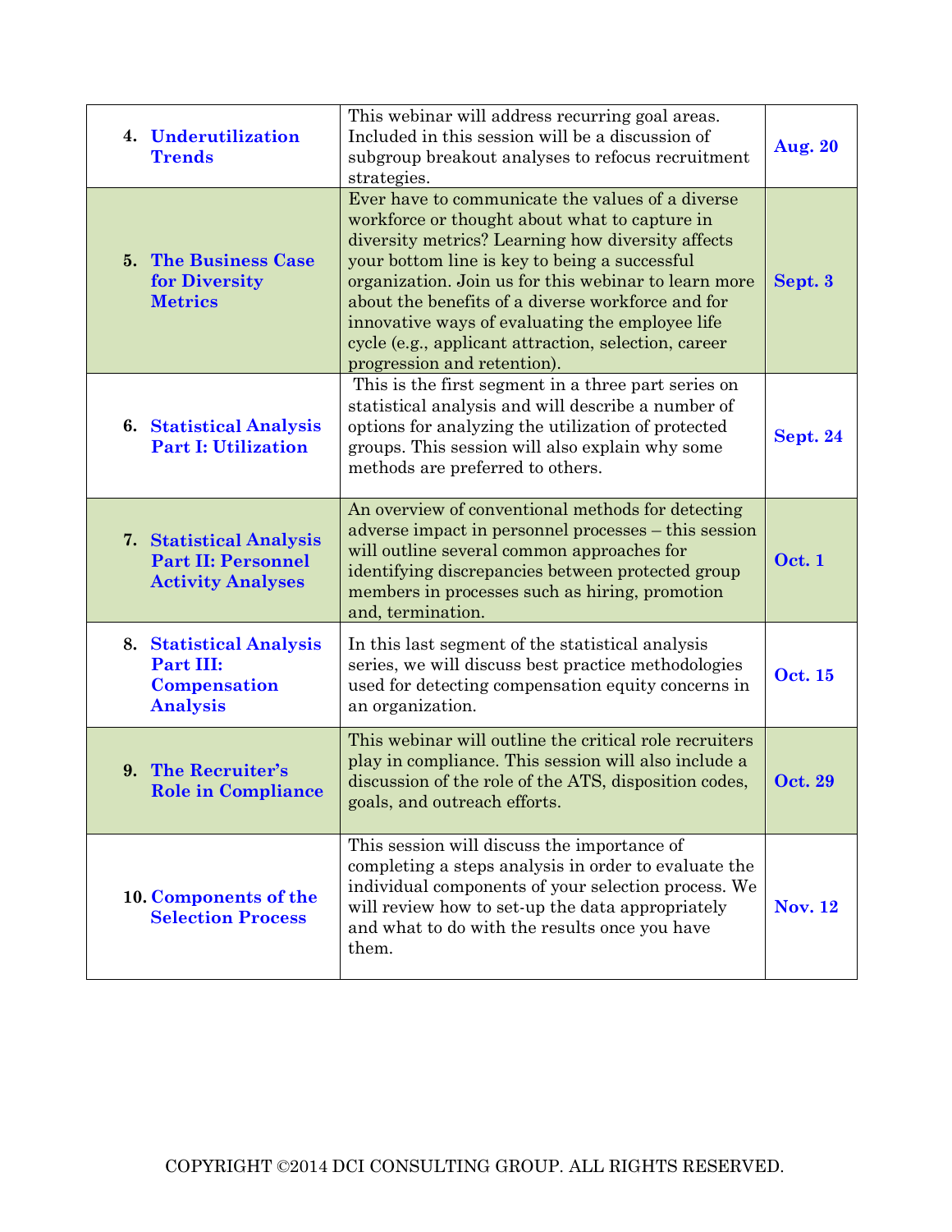| | | |
|---|---|---|
| **4. Underutilization Trends** | This webinar will address recurring goal areas. Included in this session will be a discussion of subgroup breakout analyses to refocus recruitment strategies. | **Aug. 20** |
| **5. The Business Case for Diversity Metrics** | Ever have to communicate the values of a diverse workforce or thought about what to capture in diversity metrics? Learning how diversity affects your bottom line is key to being a successful organization. Join us for this webinar to learn more about the benefits of a diverse workforce and for innovative ways of evaluating the employee life cycle (e.g., applicant attraction, selection, career progression and retention). | **Sept. 3** |
| **6. Statistical Analysis Part I: Utilization** | This is the first segment in a three part series on statistical analysis and will describe a number of options for analyzing the utilization of protected groups. This session will also explain why some methods are preferred to others. | **Sept. 24** |
| **7. Statistical Analysis Part II: Personnel Activity Analyses** | An overview of conventional methods for detecting adverse impact in personnel processes – this session will outline several common approaches for identifying discrepancies between protected group members in processes such as hiring, promotion and, termination. | **Oct. 1** |
| **8. Statistical Analysis Part III: Compensation Analysis** | In this last segment of the statistical analysis series, we will discuss best practice methodologies used for detecting compensation equity concerns in an organization. | **Oct. 15** |
| **9. The Recruiter's Role in Compliance** | This webinar will outline the critical role recruiters play in compliance. This session will also include a discussion of the role of the ATS, disposition codes, goals, and outreach efforts. | **Oct. 29** |
| **10. Components of the Selection Process** | This session will discuss the importance of completing a steps analysis in order to evaluate the individual components of your selection process. We will review how to set-up the data appropriately and what to do with the results once you have them. | **Nov. 12** |

COPYRIGHT ©2014 DCI CONSULTING GROUP. ALL RIGHTS RESERVED.